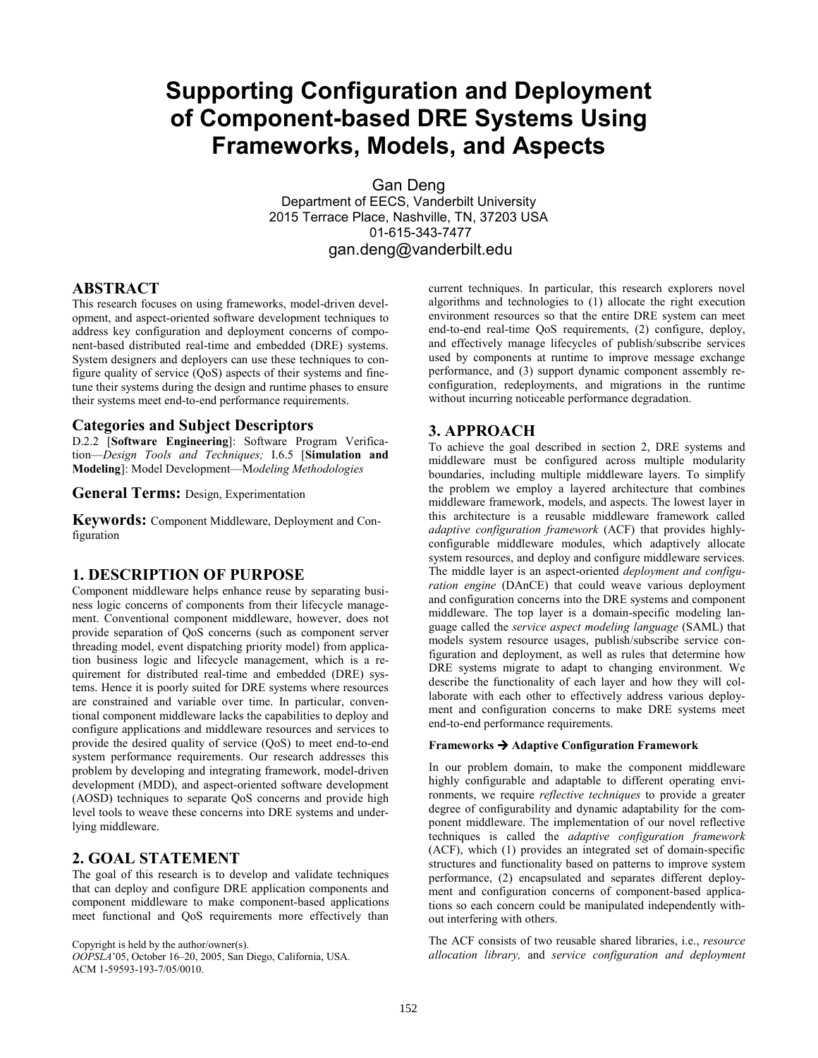# Supporting Configuration and Deployment of Component-based DRE Systems Using Frameworks, Models, and Aspects

Gan Deng
Department of EECS, Vanderbilt University
2015 Terrace Place, Nashville, TN, 37203 USA
01-615-343-7477
gan.deng@vanderbilt.edu

## ABSTRACT

This research focuses on using frameworks, model-driven development, and aspect-oriented software development techniques to address key configuration and deployment concerns of component-based distributed real-time and embedded (DRE) systems. System designers and deployers can use these techniques to configure quality of service (QoS) aspects of their systems and fine-tune their systems during the design and runtime phases to ensure their systems meet end-to-end performance requirements.

### Categories and Subject Descriptors

D.2.2 [**Software Engineering**]: Software Program Verification—*Design Tools and Techniques;* I.6.5 [**Simulation and Modeling**]: Model Development—M*odeling Methodologies*

### General Terms: Design, Experimentation

### Keywords: Component Middleware, Deployment and Configuration

## 1. DESCRIPTION OF PURPOSE

Component middleware helps enhance reuse by separating business logic concerns of components from their lifecycle management. Conventional component middleware, however, does not provide separation of QoS concerns (such as component server threading model, event dispatching priority model) from application business logic and lifecycle management, which is a requirement for distributed real-time and embedded (DRE) systems. Hence it is poorly suited for DRE systems where resources are constrained and variable over time. In particular, conventional component middleware lacks the capabilities to deploy and configure applications and middleware resources and services to provide the desired quality of service (QoS) to meet end-to-end system performance requirements. Our research addresses this problem by developing and integrating framework, model-driven development (MDD), and aspect-oriented software development (AOSD) techniques to separate QoS concerns and provide high level tools to weave these concerns into DRE systems and underlying middleware.

## 2. GOAL STATEMENT

The goal of this research is to develop and validate techniques that can deploy and configure DRE application components and component middleware to make component-based applications meet functional and QoS requirements more effectively than current techniques. In particular, this research explorers novel algorithms and technologies to (1) allocate the right execution environment resources so that the entire DRE system can meet end-to-end real-time QoS requirements, (2) configure, deploy, and effectively manage lifecycles of publish/subscribe services used by components at runtime to improve message exchange performance, and (3) support dynamic component assembly reconfiguration, redeployments, and migrations in the runtime without incurring noticeable performance degradation.

Copyright is held by the author/owner(s).
*OOPSLA*'05, October 16–20, 2005, San Diego, California, USA.
ACM 1-59593-193-7/05/0010.

## 3. APPROACH

To achieve the goal described in section 2, DRE systems and middleware must be configured across multiple modularity boundaries, including multiple middleware layers. To simplify the problem we employ a layered architecture that combines middleware framework, models, and aspects. The lowest layer in this architecture is a reusable middleware framework called *adaptive configuration framework* (ACF) that provides highly-configurable middleware modules, which adaptively allocate system resources, and deploy and configure middleware services. The middle layer is an aspect-oriented *deployment and configuration engine* (DAnCE) that could weave various deployment and configuration concerns into the DRE systems and component middleware. The top layer is a domain-specific modeling language called the *service aspect modeling language* (SAML) that models system resource usages, publish/subscribe service configuration and deployment, as well as rules that determine how DRE systems migrate to adapt to changing environment. We describe the functionality of each layer and how they will collaborate with each other to effectively address various deployment and configuration concerns to make DRE systems meet end-to-end performance requirements.

**Frameworks → Adaptive Configuration Framework**

In our problem domain, to make the component middleware highly configurable and adaptable to different operating environments, we require *reflective techniques* to provide a greater degree of configurability and dynamic adaptability for the component middleware. The implementation of our novel reflective techniques is called the *adaptive configuration framework* (ACF), which (1) provides an integrated set of domain-specific structures and functionality based on patterns to improve system performance, (2) encapsulated and separates different deployment and configuration concerns of component-based applications so each concern could be manipulated independently without interfering with others.

The ACF consists of two reusable shared libraries, i.e., *resource allocation library,* and *service configuration and deployment*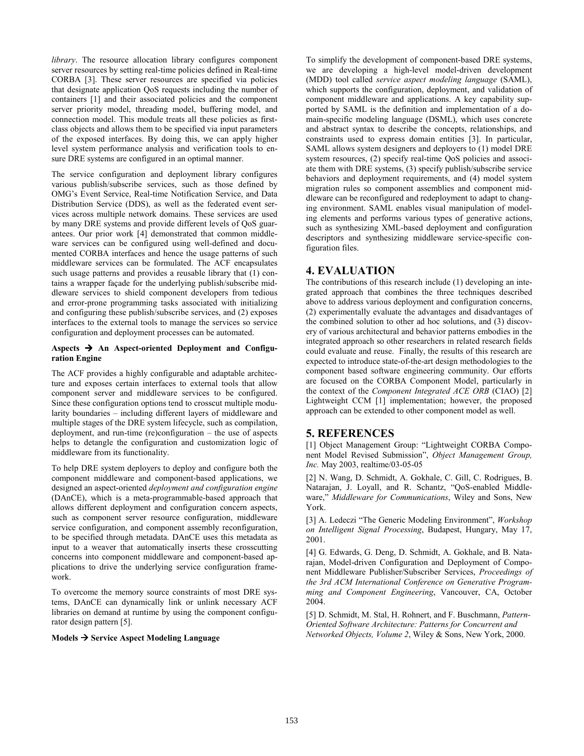*library*. The resource allocation library configures component server resources by setting real-time policies defined in Real-time CORBA [3]. These server resources are specified via policies that designate application QoS requests including the number of containers [1] and their associated policies and the component server priority model, threading model, buffering model, and connection model. This module treats all these policies as first-class objects and allows them to be specified via input parameters of the exposed interfaces. By doing this, we can apply higher level system performance analysis and verification tools to ensure DRE systems are configured in an optimal manner.

The service configuration and deployment library configures various publish/subscribe services, such as those defined by OMG's Event Service, Real-time Notification Service, and Data Distribution Service (DDS), as well as the federated event services across multiple network domains. These services are used by many DRE systems and provide different levels of QoS guarantees. Our prior work [4] demonstrated that common middleware services can be configured using well-defined and documented CORBA interfaces and hence the usage patterns of such middleware services can be formulated. The ACF encapsulates such usage patterns and provides a reusable library that (1) contains a wrapper façade for the underlying publish/subscribe middleware services to shield component developers from tedious and error-prone programming tasks associated with initializing and configuring these publish/subscribe services, and (2) exposes interfaces to the external tools to manage the services so service configuration and deployment processes can be automated.

**Aspects → An Aspect-oriented Deployment and Configuration Engine**

The ACF provides a highly configurable and adaptable architecture and exposes certain interfaces to external tools that allow component server and middleware services to be configured. Since these configuration options tend to crosscut multiple modularity boundaries – including different layers of middleware and multiple stages of the DRE system lifecycle, such as compilation, deployment, and run-time (re)configuration – the use of aspects helps to detangle the configuration and customization logic of middleware from its functionality.

To help DRE system deployers to deploy and configure both the component middleware and component-based applications, we designed an aspect-oriented *deployment and configuration engine* (DAnCE), which is a meta-programmable-based approach that allows different deployment and configuration concern aspects, such as component server resource configuration, middleware service configuration, and component assembly reconfiguration, to be specified through metadata. DAnCE uses this metadata as input to a weaver that automatically inserts these crosscutting concerns into component middleware and component-based applications to drive the underlying service configuration framework.

To overcome the memory source constraints of most DRE systems, DAnCE can dynamically link or unlink necessary ACF libraries on demand at runtime by using the component configurator design pattern [5].

**Models → Service Aspect Modeling Language**

To simplify the development of component-based DRE systems, we are developing a high-level model-driven development (MDD) tool called *service aspect modeling language* (SAML), which supports the configuration, deployment, and validation of component middleware and applications. A key capability supported by SAML is the definition and implementation of a domain-specific modeling language (DSML), which uses concrete and abstract syntax to describe the concepts, relationships, and constraints used to express domain entities [3]. In particular, SAML allows system designers and deployers to (1) model DRE system resources, (2) specify real-time QoS policies and associate them with DRE systems, (3) specify publish/subscribe service behaviors and deployment requirements, and (4) model system migration rules so component assemblies and component middleware can be reconfigured and redeployment to adapt to changing environment. SAML enables visual manipulation of modeling elements and performs various types of generative actions, such as synthesizing XML-based deployment and configuration descriptors and synthesizing middleware service-specific configuration files.

## 4. EVALUATION

The contributions of this research include (1) developing an integrated approach that combines the three techniques described above to address various deployment and configuration concerns, (2) experimentally evaluate the advantages and disadvantages of the combined solution to other ad hoc solutions, and (3) discovery of various architectural and behavior patterns embodies in the integrated approach so other researchers in related research fields could evaluate and reuse. Finally, the results of this research are expected to introduce state-of-the-art design methodologies to the component based software engineering community. Our efforts are focused on the CORBA Component Model, particularly in the context of the *Component Integrated ACE ORB* (CIAO) [2] Lightweight CCM [1] implementation; however, the proposed approach can be extended to other component model as well.

## 5. REFERENCES

[1] Object Management Group: "Lightweight CORBA Component Model Revised Submission", *Object Management Group, Inc.* May 2003, realtime/03-05-05

[2] N. Wang, D. Schmidt, A. Gokhale, C. Gill, C. Rodrigues, B. Natarajan, J. Loyall, and R. Schantz, "QoS-enabled Middleware," *Middleware for Communications*, Wiley and Sons, New York.

[3] A. Ledeczi "The Generic Modeling Environment", *Workshop on Intelligent Signal Processing*, Budapest, Hungary, May 17, 2001.

[4] G. Edwards, G. Deng, D. Schmidt, A. Gokhale, and B. Natarajan, Model-driven Configuration and Deployment of Component Middleware Publisher/Subscriber Services, *Proceedings of the 3rd ACM International Conference on Generative Programming and Component Engineering*, Vancouver, CA, October 2004.

[5] D. Schmidt, M. Stal, H. Rohnert, and F. Buschmann, *Pattern-Oriented Software Architecture: Patterns for Concurrent and Networked Objects, Volume 2*, Wiley & Sons, New York, 2000.